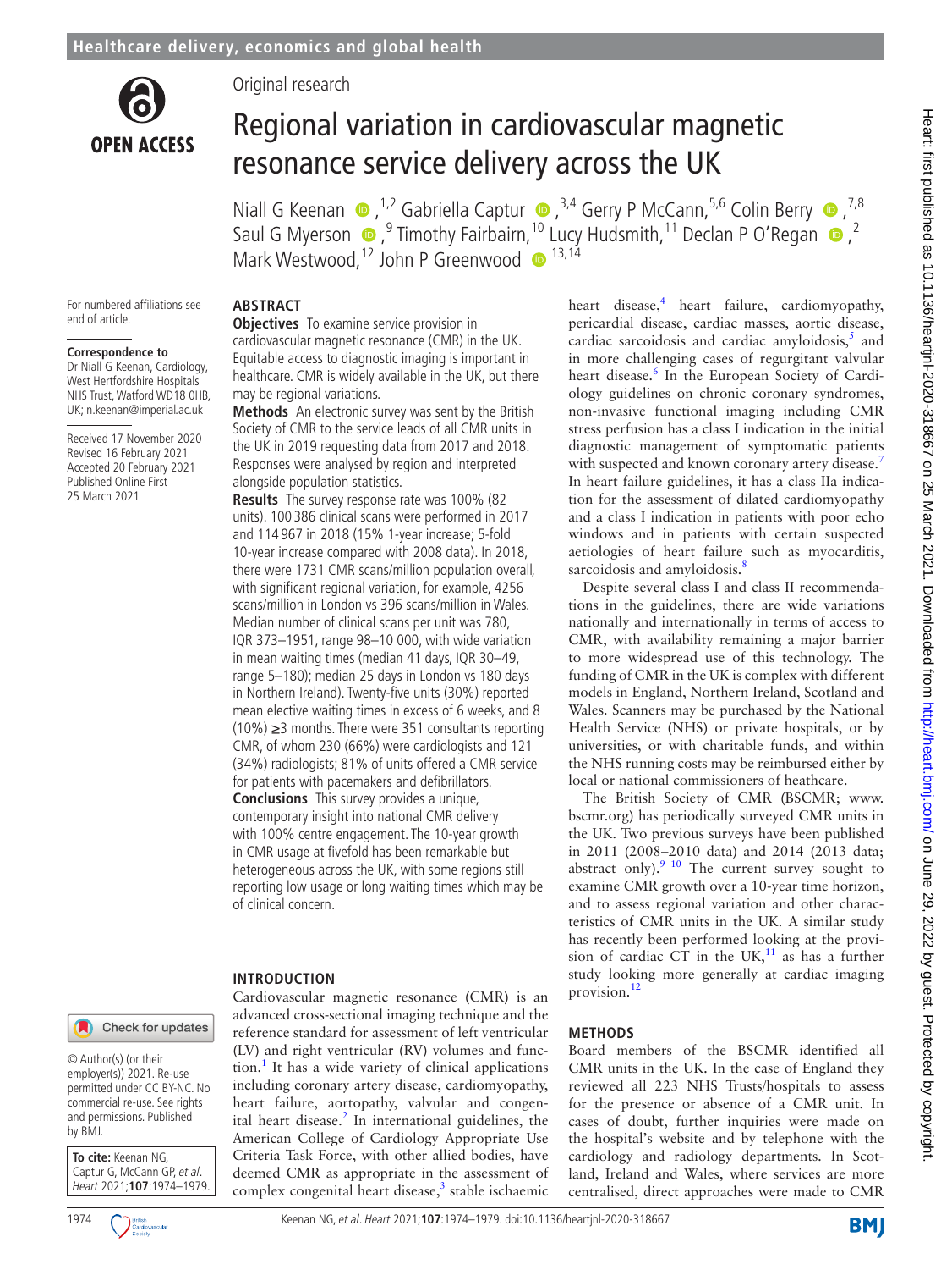Healthcare delivery, economics and global health

Original research

# Regional variation in cardiovascular magnetic resonance service delivery across the UK

Niall G Keenan,[1,2] Gabriella Captur,[3,4] Gerry P McCann,[5,6] Colin Berry,[7,8] Saul G Myerson,[9] Timothy Fairbairn,[10] Lucy Hudsmith,[11] Declan P O'Regan,[2] Mark Westwood,[12] John P Greenwood[13,14]

For numbered affiliations see end of article.

**Correspondence to**
Dr Niall G Keenan, Cardiology, West Hertfordshire Hospitals NHS Trust, Watford WD18 0HB, UK; n.keenan@imperial.ac.uk

Received 17 November 2020
Revised 16 February 2021
Accepted 20 February 2021
Published Online First 25 March 2021

## ABSTRACT

**Objectives** To examine service provision in cardiovascular magnetic resonance (CMR) in the UK. Equitable access to diagnostic imaging is important in healthcare. CMR is widely available in the UK, but there may be regional variations.

**Methods** An electronic survey was sent by the British Society of CMR to the service leads of all CMR units in the UK in 2019 requesting data from 2017 and 2018. Responses were analysed by region and interpreted alongside population statistics.

**Results** The survey response rate was 100% (82 units). 100 386 clinical scans were performed in 2017 and 114 967 in 2018 (15% 1-year increase; 5-fold 10-year increase compared with 2008 data). In 2018, there were 1731 CMR scans/million population overall, with significant regional variation, for example, 4256 scans/million in London vs 396 scans/million in Wales. Median number of clinical scans per unit was 780, IQR 373–1951, range 98–10 000, with wide variation in mean waiting times (median 41 days, IQR 30–49, range 5–180); median 25 days in London vs 180 days in Northern Ireland). Twenty-five units (30%) reported mean elective waiting times in excess of 6 weeks, and 8 (10%) ≥3 months. There were 351 consultants reporting CMR, of whom 230 (66%) were cardiologists and 121 (34%) radiologists; 81% of units offered a CMR service for patients with pacemakers and defibrillators.

**Conclusions** This survey provides a unique, contemporary insight into national CMR delivery with 100% centre engagement. The 10-year growth in CMR usage at fivefold has been remarkable but heterogeneous across the UK, with some regions still reporting low usage or long waiting times which may be of clinical concern.

## INTRODUCTION

Cardiovascular magnetic resonance (CMR) is an advanced cross-sectional imaging technique and the reference standard for assessment of left ventricular (LV) and right ventricular (RV) volumes and function.[1] It has a wide variety of clinical applications including coronary artery disease, cardiomyopathy, heart failure, aortopathy, valvular and congenital heart disease.[2] In international guidelines, the American College of Cardiology Appropriate Use Criteria Task Force, with other allied bodies, have deemed CMR as appropriate in the assessment of complex congenital heart disease,[3] stable ischaemic heart disease,[4] heart failure, cardiomyopathy, pericardial disease, cardiac masses, aortic disease, cardiac sarcoidosis and cardiac amyloidosis,[5] and in more challenging cases of regurgitant valvular heart disease.[6] In the European Society of Cardiology guidelines on chronic coronary syndromes, non-invasive functional imaging including CMR stress perfusion has a class I indication in the initial diagnostic management of symptomatic patients with suspected and known coronary artery disease.[7] In heart failure guidelines, it has a class IIa indication for the assessment of dilated cardiomyopathy and a class I indication in patients with poor echo windows and in patients with certain suspected aetiologies of heart failure such as myocarditis, sarcoidosis and amyloidosis.[8]

Despite several class I and class II recommendations in the guidelines, there are wide variations nationally and internationally in terms of access to CMR, with availability remaining a major barrier to more widespread use of this technology. The funding of CMR in the UK is complex with different models in England, Northern Ireland, Scotland and Wales. Scanners may be purchased by the National Health Service (NHS) or private hospitals, or by universities, or with charitable funds, and within the NHS running costs may be reimbursed either by local or national commissioners of heathcare.

The British Society of CMR (BSCMR; www.bscmr.org) has periodically surveyed CMR units in the UK. Two previous surveys have been published in 2011 (2008–2010 data) and 2014 (2013 data; abstract only).[9,10] The current survey sought to examine CMR growth over a 10-year time horizon, and to assess regional variation and other characteristics of CMR units in the UK. A similar study has recently been performed looking at the provision of cardiac CT in the UK,[11] as has a further study looking more generally at cardiac imaging provision.[12]

## METHODS

Board members of the BSCMR identified all CMR units in the UK. In the case of England they reviewed all 223 NHS Trusts/hospitals to assess for the presence or absence of a CMR unit. In cases of doubt, further inquiries were made on the hospital's website and by telephone with the cardiology and radiology departments. In Scotland, Ireland and Wales, where services are more centralised, direct approaches were made to CMR

© Author(s) (or their employer(s)) 2021. Re-use permitted under CC BY-NC. No commercial re-use. See rights and permissions. Published by BMJ.

**To cite:** Keenan NG, Captur G, McCann GP, *et al*. *Heart* 2021;**107**:1974–1979.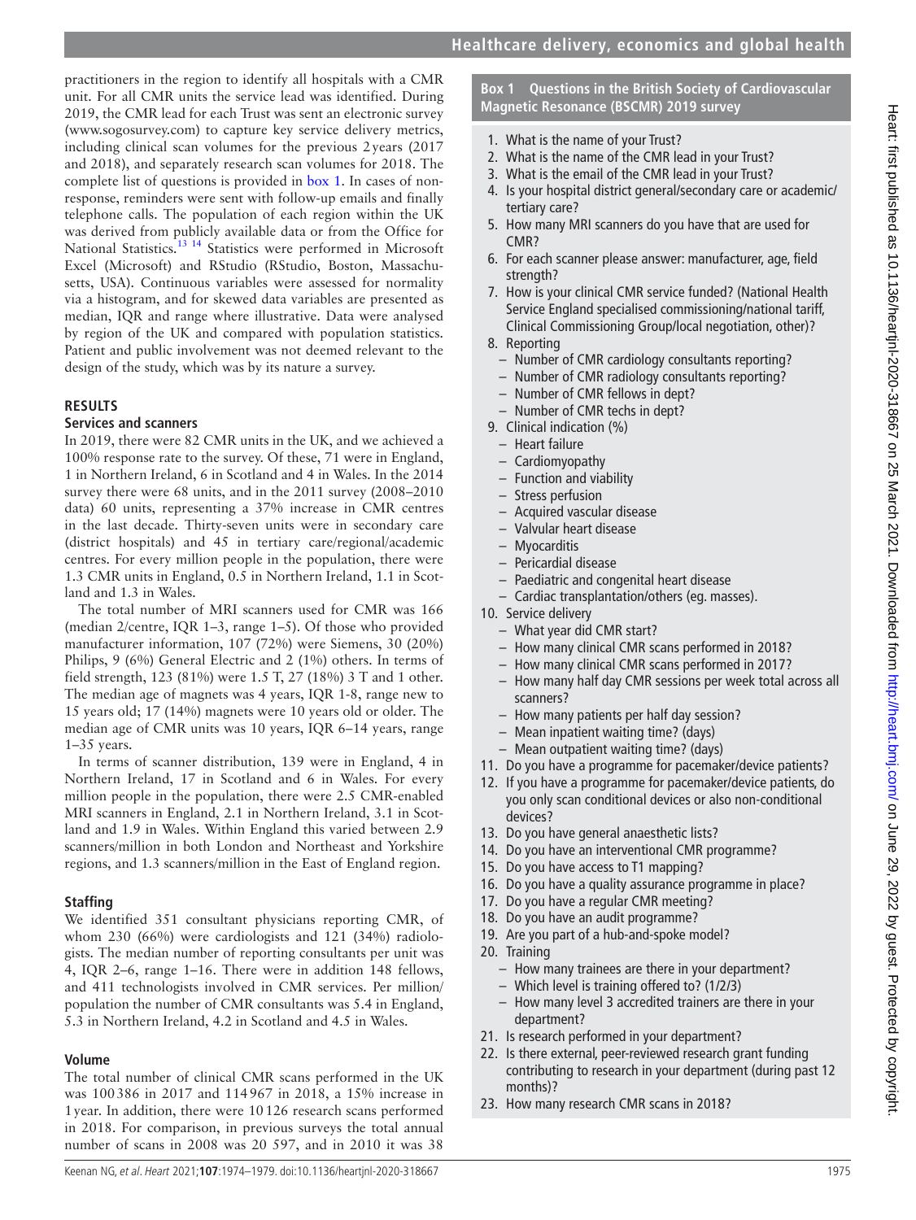practitioners in the region to identify all hospitals with a CMR unit. For all CMR units the service lead was identified. During 2019, the CMR lead for each Trust was sent an electronic survey (www.sogosurvey.com) to capture key service delivery metrics, including clinical scan volumes for the previous 2 years (2017 and 2018), and separately research scan volumes for 2018. The complete list of questions is provided in box 1. In cases of non-response, reminders were sent with follow-up emails and finally telephone calls. The population of each region within the UK was derived from publicly available data or from the Office for National Statistics.[13 14] Statistics were performed in Microsoft Excel (Microsoft) and RStudio (RStudio, Boston, Massachusetts, USA). Continuous variables were assessed for normality via a histogram, and for skewed data variables are presented as median, IQR and range where illustrative. Data were analysed by region of the UK and compared with population statistics. Patient and public involvement was not deemed relevant to the design of the study, which was by its nature a survey.

## RESULTS

### Services and scanners

In 2019, there were 82 CMR units in the UK, and we achieved a 100% response rate to the survey. Of these, 71 were in England, 1 in Northern Ireland, 6 in Scotland and 4 in Wales. In the 2014 survey there were 68 units, and in the 2011 survey (2008–2010 data) 60 units, representing a 37% increase in CMR centres in the last decade. Thirty-seven units were in secondary care (district hospitals) and 45 in tertiary care/regional/academic centres. For every million people in the population, there were 1.3 CMR units in England, 0.5 in Northern Ireland, 1.1 in Scotland and 1.3 in Wales.

The total number of MRI scanners used for CMR was 166 (median 2/centre, IQR 1–3, range 1–5). Of those who provided manufacturer information, 107 (72%) were Siemens, 30 (20%) Philips, 9 (6%) General Electric and 2 (1%) others. In terms of field strength, 123 (81%) were 1.5 T, 27 (18%) 3 T and 1 other. The median age of magnets was 4 years, IQR 1-8, range new to 15 years old; 17 (14%) magnets were 10 years old or older. The median age of CMR units was 10 years, IQR 6–14 years, range 1–35 years.

In terms of scanner distribution, 139 were in England, 4 in Northern Ireland, 17 in Scotland and 6 in Wales. For every million people in the population, there were 2.5 CMR-enabled MRI scanners in England, 2.1 in Northern Ireland, 3.1 in Scotland and 1.9 in Wales. Within England this varied between 2.9 scanners/million in both London and Northeast and Yorkshire regions, and 1.3 scanners/million in the East of England region.

### Staffing

We identified 351 consultant physicians reporting CMR, of whom 230 (66%) were cardiologists and 121 (34%) radiologists. The median number of reporting consultants per unit was 4, IQR 2–6, range 1–16. There were in addition 148 fellows, and 411 technologists involved in CMR services. Per million/population the number of CMR consultants was 5.4 in England, 5.3 in Northern Ireland, 4.2 in Scotland and 4.5 in Wales.

### Volume

The total number of clinical CMR scans performed in the UK was 100 386 in 2017 and 114 967 in 2018, a 15% increase in 1 year. In addition, there were 10 126 research scans performed in 2018. For comparison, in previous surveys the total annual number of scans in 2008 was 20 597, and in 2010 it was 38

**Box 1 Questions in the British Society of Cardiovascular Magnetic Resonance (BSCMR) 2019 survey**

1. What is the name of your Trust?
2. What is the name of the CMR lead in your Trust?
3. What is the email of the CMR lead in your Trust?
4. Is your hospital district general/secondary care or academic/tertiary care?
5. How many MRI scanners do you have that are used for CMR?
6. For each scanner please answer: manufacturer, age, field strength?
7. How is your clinical CMR service funded? (National Health Service England specialised commissioning/national tariff, Clinical Commissioning Group/local negotiation, other)?
8. Reporting
   - Number of CMR cardiology consultants reporting?
   - Number of CMR radiology consultants reporting?
   - Number of CMR fellows in dept?
   - Number of CMR techs in dept?
9. Clinical indication (%)
   - Heart failure
   - Cardiomyopathy
   - Function and viability
   - Stress perfusion
   - Acquired vascular disease
   - Valvular heart disease
   - Myocarditis
   - Pericardial disease
   - Paediatric and congenital heart disease
   - Cardiac transplantation/others (eg. masses).
10. Service delivery
    - What year did CMR start?
    - How many clinical CMR scans performed in 2018?
    - How many clinical CMR scans performed in 2017?
    - How many half day CMR sessions per week total across all scanners?
    - How many patients per half day session?
    - Mean inpatient waiting time? (days)
    - Mean outpatient waiting time? (days)
11. Do you have a programme for pacemaker/device patients?
12. If you have a programme for pacemaker/device patients, do you only scan conditional devices or also non-conditional devices?
13. Do you have general anaesthetic lists?
14. Do you have an interventional CMR programme?
15. Do you have access to T1 mapping?
16. Do you have a quality assurance programme in place?
17. Do you have a regular CMR meeting?
18. Do you have an audit programme?
19. Are you part of a hub-and-spoke model?
20. Training
    - How many trainees are there in your department?
    - Which level is training offered to? (1/2/3)
    - How many level 3 accredited trainers are there in your department?
21. Is research performed in your department?
22. Is there external, peer-reviewed research grant funding contributing to research in your department (during past 12 months)?
23. How many research CMR scans in 2018?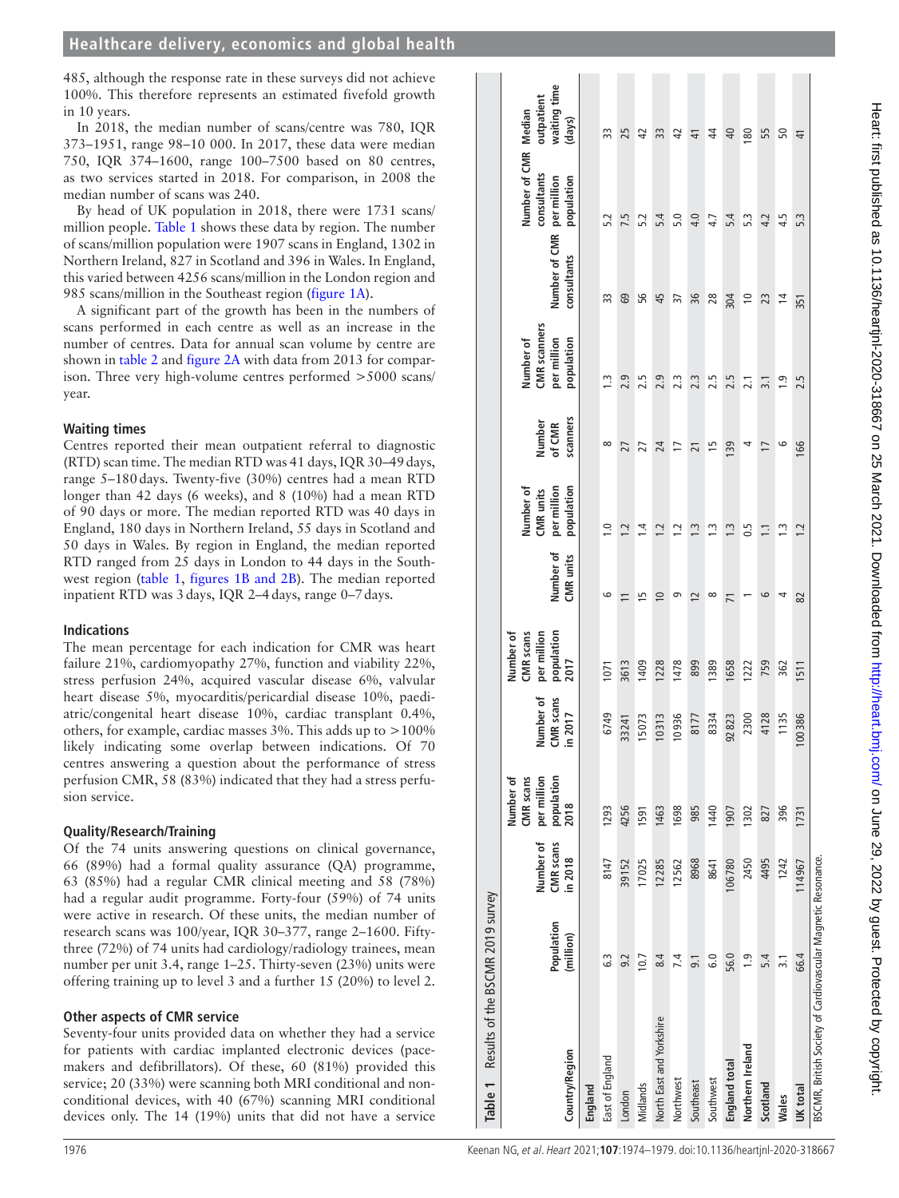485, although the response rate in these surveys did not achieve 100%. This therefore represents an estimated fivefold growth in 10 years.

In 2018, the median number of scans/centre was 780, IQR 373–1951, range 98–10 000. In 2017, these data were median 750, IQR 374–1600, range 100–7500 based on 80 centres, as two services started in 2018. For comparison, in 2008 the median number of scans was 240.

By head of UK population in 2018, there were 1731 scans/million people. Table 1 shows these data by region. The number of scans/million population were 1907 scans in England, 1302 in Northern Ireland, 827 in Scotland and 396 in Wales. In England, this varied between 4256 scans/million in the London region and 985 scans/million in the Southeast region (figure 1A).

A significant part of the growth has been in the numbers of scans performed in each centre as well as an increase in the number of centres. Data for annual scan volume by centre are shown in table 2 and figure 2A with data from 2013 for comparison. Three very high-volume centres performed >5000 scans/year.

### Waiting times

Centres reported their mean outpatient referral to diagnostic (RTD) scan time. The median RTD was 41 days, IQR 30–49 days, range 5–180 days. Twenty-five (30%) centres had a mean RTD longer than 42 days (6 weeks), and 8 (10%) had a mean RTD of 90 days or more. The median reported RTD was 40 days in England, 180 days in Northern Ireland, 55 days in Scotland and 50 days in Wales. By region in England, the median reported RTD ranged from 25 days in London to 44 days in the Southwest region (table 1, figures 1B and 2B). The median reported inpatient RTD was 3 days, IQR 2–4 days, range 0–7 days.

### Indications

The mean percentage for each indication for CMR was heart failure 21%, cardiomyopathy 27%, function and viability 22%, stress perfusion 24%, acquired vascular disease 6%, valvular heart disease 5%, myocarditis/pericardial disease 10%, paediatric/congenital heart disease 10%, cardiac transplant 0.4%, others, for example, cardiac masses 3%. This adds up to >100% likely indicating some overlap between indications. Of 70 centres answering a question about the performance of stress perfusion CMR, 58 (83%) indicated that they had a stress perfusion service.

### Quality/Research/Training

Of the 74 units answering questions on clinical governance, 66 (89%) had a formal quality assurance (QA) programme, 63 (85%) had a regular CMR clinical meeting and 58 (78%) had a regular audit programme. Forty-four (59%) of 74 units were active in research. Of these units, the median number of research scans was 100/year, IQR 30–377, range 2–1600. Fifty-three (72%) of 74 units had cardiology/radiology trainees, mean number per unit 3.4, range 1–25. Thirty-seven (23%) units were offering training up to level 3 and a further 15 (20%) to level 2.

### Other aspects of CMR service

Seventy-four units provided data on whether they had a service for patients with cardiac implanted electronic devices (pacemakers and defibrillators). Of these, 60 (81%) provided this service; 20 (33%) were scanning both MRI conditional and non-conditional devices, with 40 (67%) scanning MRI conditional devices only. The 14 (19%) units that did not have a service

**Table 1** Results of the BSCMR 2019 survey

| Country/Region | Population (million) | Number of CMR scans in 2018 | Number of CMR scans per million population 2018 | Number of CMR scans in 2017 | Number of CMR scans per million population 2017 | Number of CMR units | Number of CMR units per million population | Number of CMR scanners | Number of CMR scanners per million population | Number of CMR consultants | Number of CMR consultants per million population | Median outpatient waiting time (days) |
|---|---|---|---|---|---|---|---|---|---|---|---|---|
| **England** | | | | | | | | | | | | |
| East of England | 6.3 | 8147 | 1293 | 6749 | 1071 | 6 | 1.0 | 8 | 1.3 | 33 | 5.2 | 33 |
| London | 9.2 | 39152 | 4256 | 33241 | 3613 | 11 | 1.2 | 27 | 2.9 | 69 | 7.5 | 25 |
| Midlands | 10.7 | 17025 | 1591 | 15073 | 1409 | 15 | 1.4 | 27 | 2.5 | 56 | 5.2 | 42 |
| North East and Yorkshire | 8.4 | 12285 | 1463 | 10313 | 1228 | 10 | 1.2 | 24 | 2.9 | 45 | 5.4 | 33 |
| Northwest | 7.4 | 12562 | 1698 | 10936 | 1478 | 9 | 1.2 | 17 | 2.3 | 37 | 5.0 | 42 |
| Southeast | 9.1 | 8968 | 985 | 8177 | 899 | 12 | 1.3 | 21 | 2.3 | 36 | 4.0 | 41 |
| Southwest | 6.0 | 8641 | 1440 | 8334 | 1389 | 8 | 1.3 | 15 | 2.5 | 28 | 4.7 | 44 |
| **England total** | 56.0 | 106780 | 1907 | 92823 | 1658 | 71 | 1.3 | 139 | 2.5 | 304 | 5.4 | 40 |
| **Northern Ireland** | 1.9 | 2450 | 1302 | 2300 | 1222 | 1 | 0.5 | 4 | 2.1 | 10 | 5.3 | 180 |
| **Scotland** | 5.4 | 4495 | 827 | 4128 | 759 | 6 | 1.1 | 17 | 3.1 | 23 | 4.2 | 55 |
| **Wales** | 3.1 | 1242 | 396 | 1135 | 362 | 4 | 1.3 | 6 | 1.9 | 14 | 4.5 | 50 |
| **UK total** | 66.4 | 114967 | 1731 | 100386 | 1511 | 82 | 1.2 | 166 | 2.5 | 351 | 5.3 | 41 |

BSCMR, British Society of Cardiovascular Magnetic Resonance.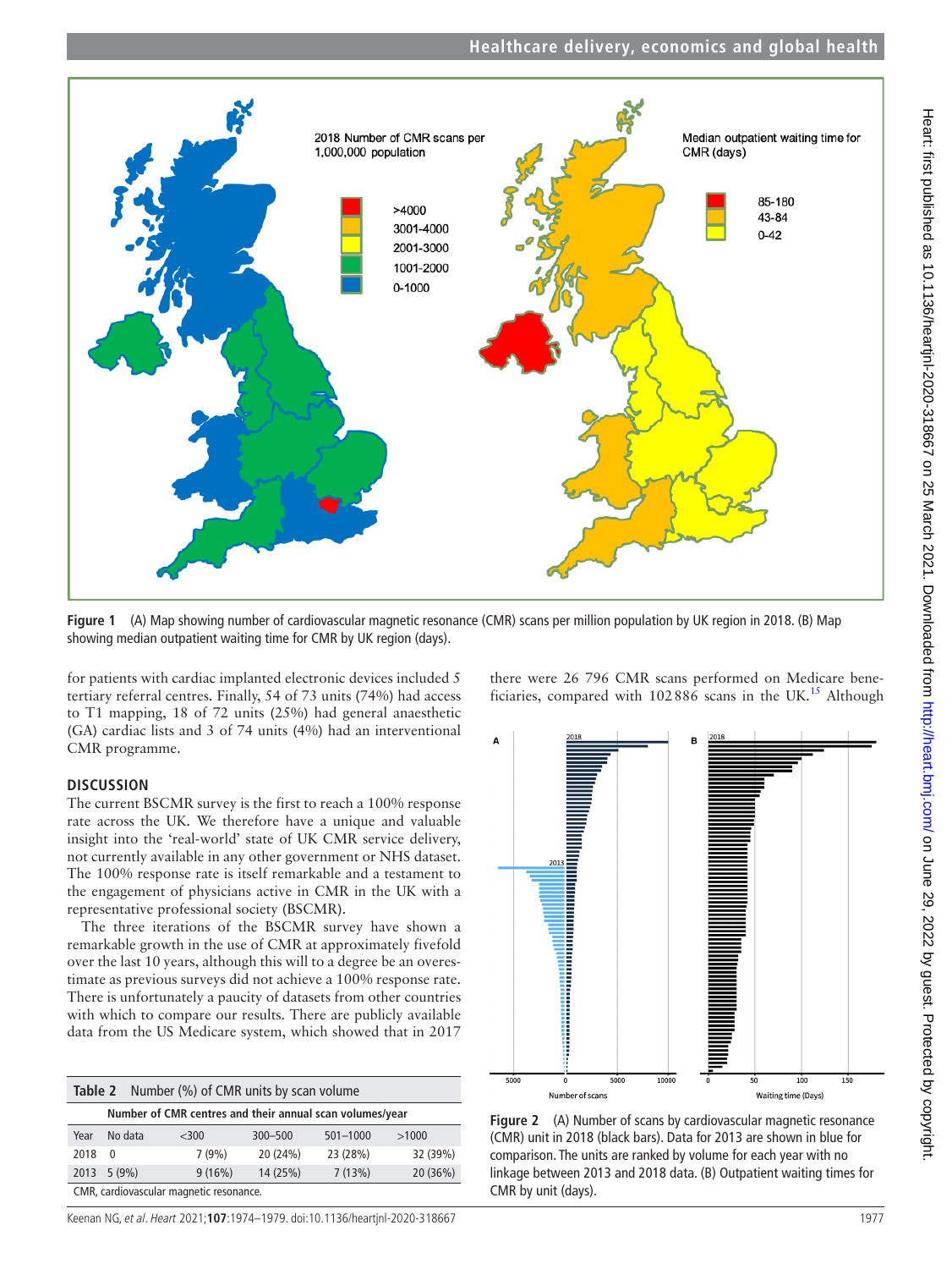**Figure 1** (A) Map showing number of cardiovascular magnetic resonance (CMR) scans per million population by UK region in 2018. (B) Map showing median outpatient waiting time for CMR by UK region (days).

for patients with cardiac implanted electronic devices included 5 tertiary referral centres. Finally, 54 of 73 units (74%) had access to T1 mapping, 18 of 72 units (25%) had general anaesthetic (GA) cardiac lists and 3 of 74 units (4%) had an interventional CMR programme.

## DISCUSSION

The current BSCMR survey is the first to reach a 100% response rate across the UK. We therefore have a unique and valuable insight into the 'real-world' state of UK CMR service delivery, not currently available in any other government or NHS dataset. The 100% response rate is itself remarkable and a testament to the engagement of physicians active in CMR in the UK with a representative professional society (BSCMR).

The three iterations of the BSCMR survey have shown a remarkable growth in the use of CMR at approximately fivefold over the last 10 years, although this will to a degree be an overestimate as previous surveys did not achieve a 100% response rate. There is unfortunately a paucity of datasets from other countries with which to compare our results. There are publicly available data from the US Medicare system, which showed that in 2017 there were 26 796 CMR scans performed on Medicare beneficiaries, compared with 102 886 scans in the UK.[15] Although

**Table 2** Number (%) of CMR units by scan volume

| | Number of CMR centres and their annual scan volumes/year | | | | |
|---|---|---|---|---|---|
| Year | No data | <300 | 300–500 | 501–1000 | >1000 |
| 2018 | 0 | 7 (9%) | 20 (24%) | 23 (28%) | 32 (39%) |
| 2013 | 5 (9%) | 9 (16%) | 14 (25%) | 7 (13%) | 20 (36%) |

CMR, cardiovascular magnetic resonance.

**Figure 2** (A) Number of scans by cardiovascular magnetic resonance (CMR) unit in 2018 (black bars). Data for 2013 are shown in blue for comparison. The units are ranked by volume for each year with no linkage between 2013 and 2018 data. (B) Outpatient waiting times for CMR by unit (days).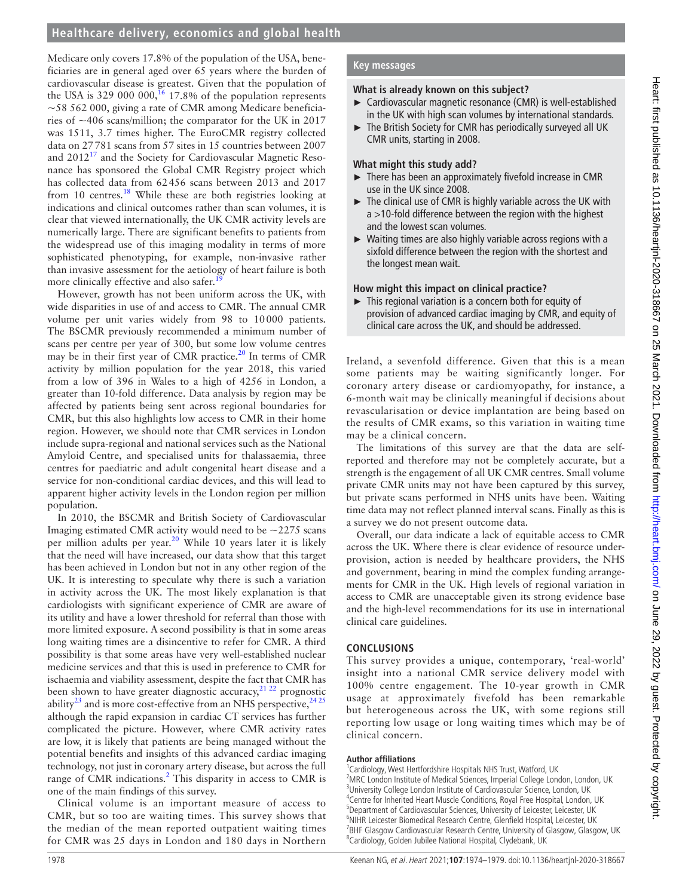Medicare only covers 17.8% of the population of the USA, beneficiaries are in general aged over 65 years where the burden of cardiovascular disease is greatest. Given that the population of the USA is 329 000 000,[16] 17.8% of the population represents ~58 562 000, giving a rate of CMR among Medicare beneficiaries of ~406 scans/million; the comparator for the UK in 2017 was 1511, 3.7 times higher. The EuroCMR registry collected data on 27781 scans from 57 sites in 15 countries between 2007 and 2012[17] and the Society for Cardiovascular Magnetic Resonance has sponsored the Global CMR Registry project which has collected data from 62456 scans between 2013 and 2017 from 10 centres.[18] While these are both registries looking at indications and clinical outcomes rather than scan volumes, it is clear that viewed internationally, the UK CMR activity levels are numerically large. There are significant benefits to patients from the widespread use of this imaging modality in terms of more sophisticated phenotyping, for example, non-invasive rather than invasive assessment for the aetiology of heart failure is both more clinically effective and also safer.[19]

However, growth has not been uniform across the UK, with wide disparities in use of and access to CMR. The annual CMR volume per unit varies widely from 98 to 10000 patients. The BSCMR previously recommended a minimum number of scans per centre per year of 300, but some low volume centres may be in their first year of CMR practice.[20] In terms of CMR activity by million population for the year 2018, this varied from a low of 396 in Wales to a high of 4256 in London, a greater than 10-fold difference. Data analysis by region may be affected by patients being sent across regional boundaries for CMR, but this also highlights low access to CMR in their home region. However, we should note that CMR services in London include supra-regional and national services such as the National Amyloid Centre, and specialised units for thalassaemia, three centres for paediatric and adult congenital heart disease and a service for non-conditional cardiac devices, and this will lead to apparent higher activity levels in the London region per million population.

In 2010, the BSCMR and British Society of Cardiovascular Imaging estimated CMR activity would need to be ~2275 scans per million adults per year.[20] While 10 years later it is likely that the need will have increased, our data show that this target has been achieved in London but not in any other region of the UK. It is interesting to speculate why there is such a variation in activity across the UK. The most likely explanation is that cardiologists with significant experience of CMR are aware of its utility and have a lower threshold for referral than those with more limited exposure. A second possibility is that in some areas long waiting times are a disincentive to refer for CMR. A third possibility is that some areas have very well-established nuclear medicine services and that this is used in preference to CMR for ischaemia and viability assessment, despite the fact that CMR has been shown to have greater diagnostic accuracy,[21,22] prognostic ability[23] and is more cost-effective from an NHS perspective,[24,25] although the rapid expansion in cardiac CT services has further complicated the picture. However, where CMR activity rates are low, it is likely that patients are being managed without the potential benefits and insights of this advanced cardiac imaging technology, not just in coronary artery disease, but across the full range of CMR indications.[2] This disparity in access to CMR is one of the main findings of this survey.

Clinical volume is an important measure of access to CMR, but so too are waiting times. This survey shows that the median of the mean reported outpatient waiting times for CMR was 25 days in London and 180 days in Northern Ireland, a sevenfold difference. Given that this is a mean some patients may be waiting significantly longer. For coronary artery disease or cardiomyopathy, for instance, a 6-month wait may be clinically meaningful if decisions about revascularisation or device implantation are being based on the results of CMR exams, so this variation in waiting time may be a clinical concern.

The limitations of this survey are that the data are self-reported and therefore may not be completely accurate, but a strength is the engagement of all UK CMR centres. Small volume private CMR units may not have been captured by this survey, but private scans performed in NHS units have been. Waiting time data may not reflect planned interval scans. Finally as this is a survey we do not present outcome data.

Overall, our data indicate a lack of equitable access to CMR across the UK. Where there is clear evidence of resource under-provision, action is needed by healthcare providers, the NHS and government, bearing in mind the complex funding arrangements for CMR in the UK. High levels of regional variation in access to CMR are unacceptable given its strong evidence base and the high-level recommendations for its use in international clinical care guidelines.

> **Key messages**
>
> **What is already known on this subject?**
>
> - Cardiovascular magnetic resonance (CMR) is well-established in the UK with high scan volumes by international standards.
> - The British Society for CMR has periodically surveyed all UK CMR units, starting in 2008.
>
> **What might this study add?**
>
> - There has been an approximately fivefold increase in CMR use in the UK since 2008.
> - The clinical use of CMR is highly variable across the UK with a >10-fold difference between the region with the highest and the lowest scan volumes.
> - Waiting times are also highly variable across regions with a sixfold difference between the region with the shortest and the longest mean wait.
>
> **How might this impact on clinical practice?**
>
> - This regional variation is a concern both for equity of provision of advanced cardiac imaging by CMR, and equity of clinical care across the UK, and should be addressed.

## CONCLUSIONS

This survey provides a unique, contemporary, 'real-world' insight into a national CMR service delivery model with 100% centre engagement. The 10-year growth in CMR usage at approximately fivefold has been remarkable but heterogeneous across the UK, with some regions still reporting low usage or long waiting times which may be of clinical concern.

**Author affiliations**

[1]Cardiology, West Hertfordshire Hospitals NHS Trust, Watford, UK
[2]MRC London Institute of Medical Sciences, Imperial College London, London, UK
[3]University College London Institute of Cardiovascular Science, London, UK
[4]Centre for Inherited Heart Muscle Conditions, Royal Free Hospital, London, UK
[5]Department of Cardiovascular Sciences, University of Leicester, Leicester, UK
[6]NIHR Leicester Biomedical Research Centre, Glenfield Hospital, Leicester, UK
[7]BHF Glasgow Cardiovascular Research Centre, University of Glasgow, Glasgow, UK
[8]Cardiology, Golden Jubilee National Hospital, Clydebank, UK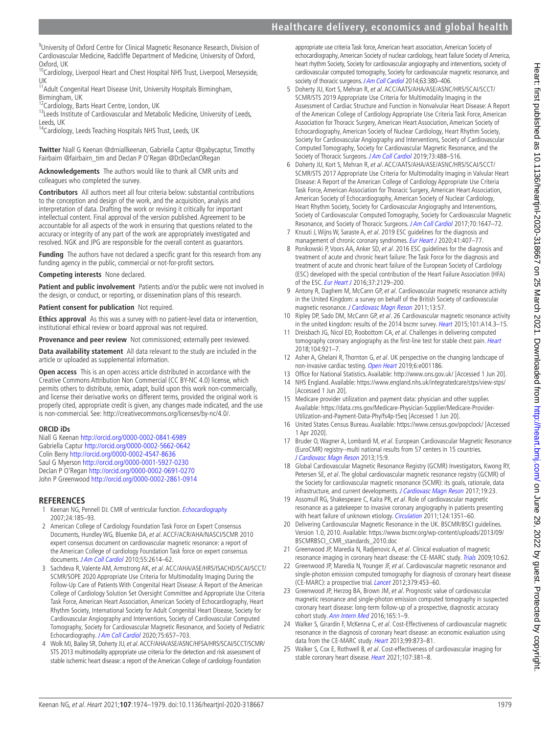[9]University of Oxford Centre for Clinical Magnetic Resonance Research, Division of Cardiovascular Medicine, Radcliffe Department of Medicine, University of Oxford, Oxford, UK
[10]Cardiology, Liverpool Heart and Chest Hospital NHS Trust, Liverpool, Merseyside, UK
[11]Adult Congenital Heart Disease Unit, University Hospitals Birmingham, Birmingham, UK
[12]Cardiology, Barts Heart Centre, London, UK
[13]Leeds Institute of Cardiovascular and Metabolic Medicine, University of Leeds, Leeds, UK
[14]Cardiology, Leeds Teaching Hospitals NHS Trust, Leeds, UK

**Twitter** Niall G Keenan @drniallkeenan, Gabriella Captur @gabycaptur, Timothy Fairbairn @fairbairn_tim and Declan P O'Regan @DrDeclanORegan

**Acknowledgements** The authors would like to thank all CMR units and colleagues who completed the survey.

**Contributors** All authors meet all four criteria below: substantial contributions to the conception and design of the work, and the acquisition, analysis and interpretation of data. Drafting the work or revising it critically for important intellectual content. Final approval of the version published. Agreement to be accountable for all aspects of the work in ensuring that questions related to the accuracy or integrity of any part of the work are appropriately investigated and resolved. NGK and JPG are responsible for the overall content as guarantors.

**Funding** The authors have not declared a specific grant for this research from any funding agency in the public, commercial or not-for-profit sectors.

**Competing interests** None declared.

**Patient and public involvement** Patients and/or the public were not involved in the design, or conduct, or reporting, or dissemination plans of this research.

**Patient consent for publication** Not required.

**Ethics approval** As this was a survey with no patient-level data or intervention, institutional ethical review or board approval was not required.

**Provenance and peer review** Not commissioned; externally peer reviewed.

**Data availability statement** All data relevant to the study are included in the article or uploaded as supplemental information.

**Open access** This is an open access article distributed in accordance with the Creative Commons Attribution Non Commercial (CC BY-NC 4.0) license, which permits others to distribute, remix, adapt, build upon this work non-commercially, and license their derivative works on different terms, provided the original work is properly cited, appropriate credit is given, any changes made indicated, and the use is non-commercial. See: http://creativecommons.org/licenses/by-nc/4.0/.

**ORCID iDs**

Niall G Keenan http://orcid.org/0000-0002-0841-6989
Gabriella Captur http://orcid.org/0000-0002-5662-0642
Colin Berry http://orcid.org/0000-0002-4547-8636
Saul G Myerson http://orcid.org/0000-0001-5927-0230
Declan P O'Regan http://orcid.org/0000-0002-0691-0270
John P Greenwood http://orcid.org/0000-0002-2861-0914

## REFERENCES

1. Keenan NG, Pennell DJ. CMR of ventricular function. *Echocardiography* 2007;24:185–93.
2. American College of Cardiology Foundation Task Force on Expert Consensus Documents, Hundley WG, Bluemke DA, *et al*. ACCF/ACR/AHA/NASCI/SCMR 2010 expert consensus document on cardiovascular magnetic resonance: a report of the American College of cardiology Foundation Task force on expert consensus documents. *J Am Coll Cardiol* 2010;55:2614–62.
3. Sachdeva R, Valente AM, Armstrong AK, *et al*. ACC/AHA/ASE/HRS/ISACHD/SCAI/SCCT/SCMR/SOPE 2020 Appropriate Use Criteria for Multimodality Imaging During the Follow-Up Care of Patients With Congenital Heart Disease: A Report of the American College of Cardiology Solution Set Oversight Committee and Appropriate Use Criteria Task Force, American Heart Association, American Society of Echocardiography, Heart Rhythm Society, International Society for Adult Congenital Heart Disease, Society for Cardiovascular Angiography and Interventions, Society of Cardiovascular Computed Tomography, Society for Cardiovascular Magnetic Resonance, and Society of Pediatric Echocardiography. *J Am Coll Cardiol* 2020;75:657–703.
4. Wolk MJ, Bailey SR, Doherty JU, *et al*. ACCF/AHA/ASE/ASNC/HFSA/HRS/SCAI/SCCT/SCMR/STS 2013 multimodality appropriate use criteria for the detection and risk assessment of stable ischemic heart disease: a report of the American College of cardiology Foundation appropriate use criteria Task force, American heart association, American Society of echocardiography, American Society of nuclear cardiology, heart failure Society of America, heart rhythm Society, Society for cardiovascular angiography and interventions, society of cardiovascular computed tomography, Society for cardiovascular magnetic resonance, and society of thoracic surgeons. *J Am Coll Cardiol* 2014;63:380–406.
5. Doherty JU, Kort S, Mehran R, *et al*. ACC/AATS/AHA/ASE/ASNC/HRS/SCAI/SCCT/SCMR/STS 2019 Appropriate Use Criteria for Multimodality Imaging in the Assessment of Cardiac Structure and Function in Nonvalvular Heart Disease: A Report of the American College of Cardiology Appropriate Use Criteria Task Force, American Association for Thoracic Surgery, American Heart Association, American Society of Echocardiography, American Society of Nuclear Cardiology, Heart Rhythm Society, Society for Cardiovascular Angiography and Interventions, Society of Cardiovascular Computed Tomography, Society for Cardiovascular Magnetic Resonance, and the Society of Thoracic Surgeons. *J Am Coll Cardiol* 2019;73:488–516.
6. Doherty JU, Kort S, Mehran R, *et al*. ACC/AATS/AHA/ASE/ASNC/HRS/SCAI/SCCT/SCMR/STS 2017 Appropriate Use Criteria for Multimodality Imaging in Valvular Heart Disease: A Report of the American College of Cardiology Appropriate Use Criteria Task Force, American Association for Thoracic Surgery, American Heart Association, American Society of Echocardiography, American Society of Nuclear Cardiology, Heart Rhythm Society, Society for Cardiovascular Angiography and Interventions, Society of Cardiovascular Computed Tomography, Society for Cardiovascular Magnetic Resonance, and Society of Thoracic Surgeons. *J Am Coll Cardiol* 2017;70:1647–72.
7. Knuuti J, Wijns W, Saraste A, *et al*. 2019 ESC guidelines for the diagnosis and management of chronic coronary syndromes. *Eur Heart J* 2020;41:407–77.
8. Ponikowski P, Voors AA, Anker SD, *et al*. 2016 ESC guidelines for the diagnosis and treatment of acute and chronic heart failure: The Task Force for the diagnosis and treatment of acute and chronic heart failure of the European Society of Cardiology (ESC) developed with the special contribution of the Heart Failure Association (HFA) of the ESC. *Eur Heart J* 2016;37:2129–200.
9. Antony R, Daghem M, McCann GP, *et al*. Cardiovascular magnetic resonance activity in the United Kingdom: a survey on behalf of the British Society of cardiovascular magnetic resonance. *J Cardiovasc Magn Reson* 2011;13:57.
10. Ripley DP, Sado DM, McCann GP, *et al*. 26 Cardiovascular magnetic resonance activity in the united kingdom: results of the 2014 bscmr survey. *Heart* 2015;101:A14.3–15.
11. Dreisbach JG, Nicol ED, Roobottom CA, *et al*. Challenges in delivering computed tomography coronary angiography as the first-line test for stable chest pain. *Heart* 2018;104:921–7.
12. Asher A, Ghelani R, Thornton G, *et al*. UK perspective on the changing landscape of non-invasive cardiac testing. *Open Heart* 2019;6:e001186.
13. Office for National Statistics. Available: http://www.ons.gov.uk/ [Accessed 1 Jun 20].
14. NHS England. Available: https://www.england.nhs.uk/integratedcare/stps/view-stps/ [Accessed 1 Jun 20].
15. Medicare provider utilization and payment data: physician and other supplier. Available: https://data.cms.gov/Medicare-Physician-Supplier/Medicare-Provider-Utilization-and-Payment-Data-Phy/fs4p-t5eq [Accessed 1 Jun 20].
16. United States Census Bureau. Available: https://www.census.gov/popclock/ [Accessed 1 Apr 2020].
17. Bruder O, Wagner A, Lombardi M, *et al*. European Cardiovascular Magnetic Resonance (EuroCMR) registry--multi national results from 57 centers in 15 countries. *J Cardiovasc Magn Reson* 2013;15:9.
18. Global Cardiovascular Magnetic Resonance Registry (GCMR) Investigators, Kwong RY, Petersen SE, *et al*. The global cardiovascular magnetic resonance registry (GCMR) of the Society for cardiovascular magnetic resonance (SCMR): its goals, rationale, data infrastructure, and current developments. *J Cardiovasc Magn Reson* 2017;19:23.
19. Assomull RG, Shakespeare C, Kalra PR, *et al*. Role of cardiovascular magnetic resonance as a gatekeeper to invasive coronary angiography in patients presenting with heart failure of unknown etiology. *Circulation* 2011;124:1351–60.
20. Delivering Cardiovascular Magnetic Resonance in the UK. BSCMR/BSCI guidelines. Version 1.0, 2010. Available: https://www.bscmr.org/wp-content/uploads/2013/09/BSCMRBSCI_CMR_standards_2010.doc
21. Greenwood JP, Maredia N, Radjenovic A, *et al*. Clinical evaluation of magnetic resonance imaging in coronary heart disease: the CE-MARC study. *Trials* 2009;10:62.
22. Greenwood JP, Maredia N, Younger JF, *et al*. Cardiovascular magnetic resonance and single-photon emission computed tomography for diagnosis of coronary heart disease (CE-MARC): a prospective trial. *Lancet* 2012;379:453–60.
23. Greenwood JP, Herzog BA, Brown JM, *et al*. Prognostic value of cardiovascular magnetic resonance and single-photon emission computed tomography in suspected coronary heart disease: long-term follow-up of a prospective, diagnostic accuracy cohort study. *Ann Intern Med* 2016;165:1–9.
24. Walker S, Girardin F, McKenna C, *et al*. Cost-Effectiveness of cardiovascular magnetic resonance in the diagnosis of coronary heart disease: an economic evaluation using data from the CE-MARC study. *Heart* 2013;99:873–81.
25. Walker S, Cox E, Rothwell B, *et al*. Cost-effectiveness of cardiovascular imaging for stable coronary heart disease. *Heart* 2021;107:381–8.